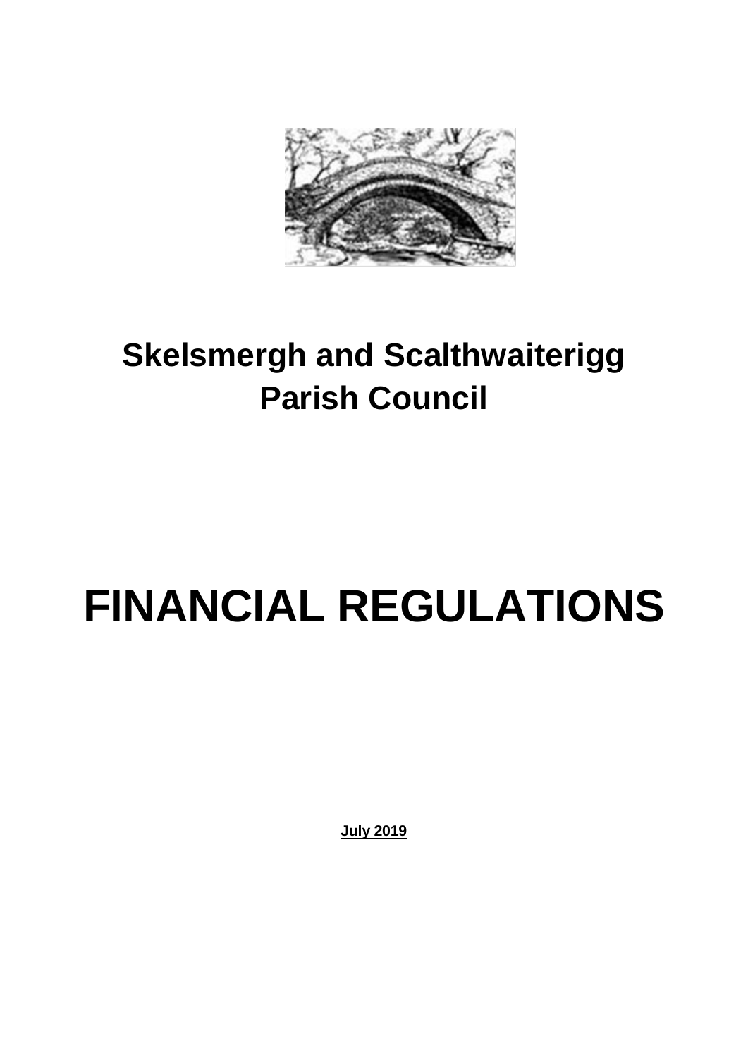# Skelsmergh and Scalthwaiterigg Parish Council

# FINANCIAL REGULATIONS

**July 2019**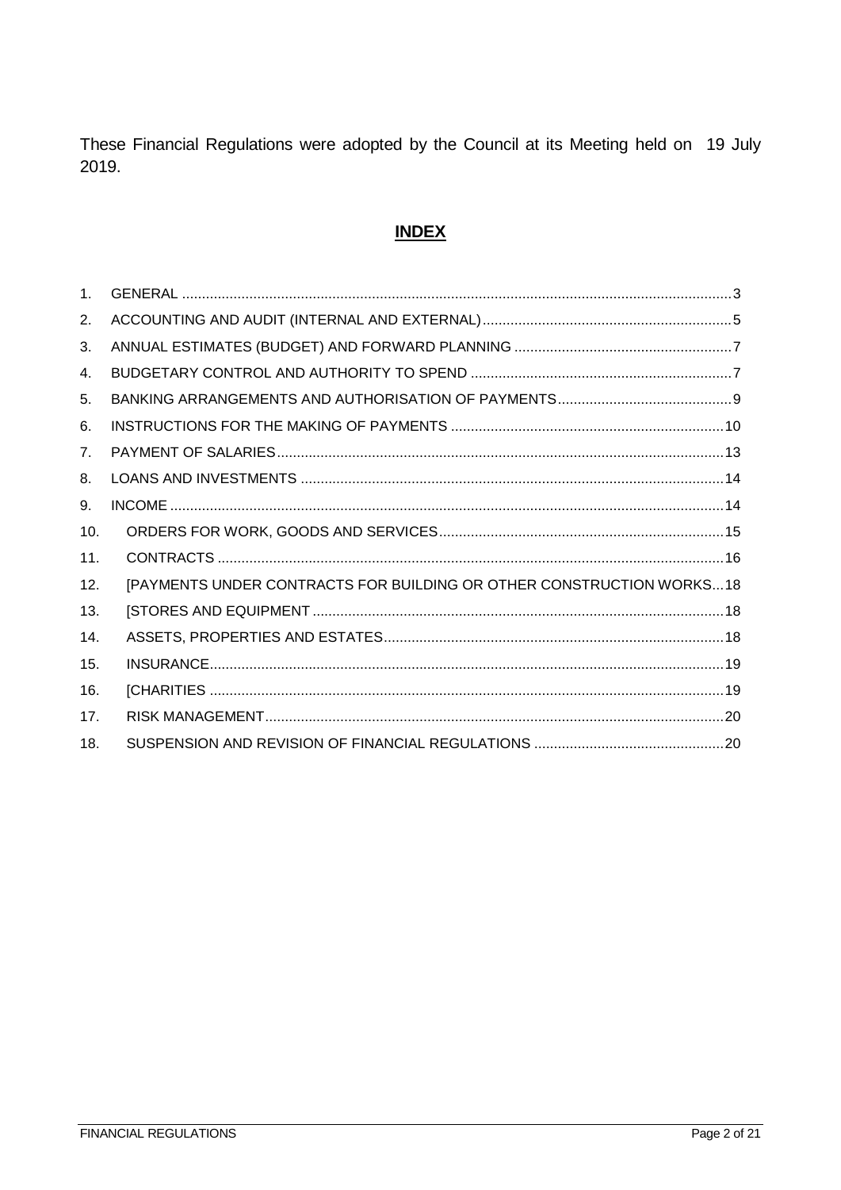These Financial Regulations were adopted by the Council at its Meeting held on 19 July 2019.

## **INDEX**

1. GENERAL .......... 3
2. ACCOUNTING AND AUDIT (INTERNAL AND EXTERNAL) .......... 5
3. ANNUAL ESTIMATES (BUDGET) AND FORWARD PLANNING .......... 7
4. BUDGETARY CONTROL AND AUTHORITY TO SPEND .......... 7
5. BANKING ARRANGEMENTS AND AUTHORISATION OF PAYMENTS .......... 9
6. INSTRUCTIONS FOR THE MAKING OF PAYMENTS .......... 10
7. PAYMENT OF SALARIES .......... 13
8. LOANS AND INVESTMENTS .......... 14
9. INCOME .......... 14
10. ORDERS FOR WORK, GOODS AND SERVICES .......... 15
11. CONTRACTS .......... 16
12. [PAYMENTS UNDER CONTRACTS FOR BUILDING OR OTHER CONSTRUCTION WORKS .......... 18
13. [STORES AND EQUIPMENT .......... 18
14. ASSETS, PROPERTIES AND ESTATES .......... 18
15. INSURANCE .......... 19
16. [CHARITIES .......... 19
17. RISK MANAGEMENT .......... 20
18. SUSPENSION AND REVISION OF FINANCIAL REGULATIONS .......... 20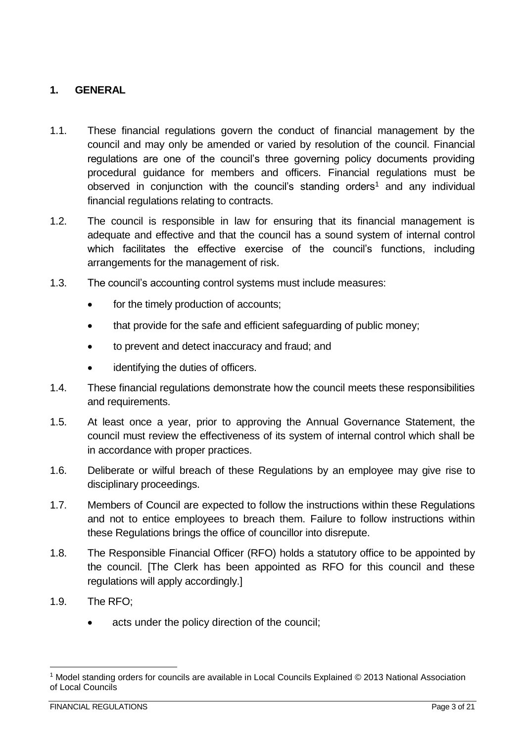## 1. GENERAL

1.1. These financial regulations govern the conduct of financial management by the council and may only be amended or varied by resolution of the council. Financial regulations are one of the council's three governing policy documents providing procedural guidance for members and officers. Financial regulations must be observed in conjunction with the council's standing orders[1] and any individual financial regulations relating to contracts.

1.2. The council is responsible in law for ensuring that its financial management is adequate and effective and that the council has a sound system of internal control which facilitates the effective exercise of the council's functions, including arrangements for the management of risk.

1.3. The council's accounting control systems must include measures:

- for the timely production of accounts;
- that provide for the safe and efficient safeguarding of public money;
- to prevent and detect inaccuracy and fraud; and
- identifying the duties of officers.

1.4. These financial regulations demonstrate how the council meets these responsibilities and requirements.

1.5. At least once a year, prior to approving the Annual Governance Statement, the council must review the effectiveness of its system of internal control which shall be in accordance with proper practices.

1.6. Deliberate or wilful breach of these Regulations by an employee may give rise to disciplinary proceedings.

1.7. Members of Council are expected to follow the instructions within these Regulations and not to entice employees to breach them. Failure to follow instructions within these Regulations brings the office of councillor into disrepute.

1.8. The Responsible Financial Officer (RFO) holds a statutory office to be appointed by the council. [The Clerk has been appointed as RFO for this council and these regulations will apply accordingly.]

1.9. The RFO;

- acts under the policy direction of the council;

---

[1] Model standing orders for councils are available in Local Councils Explained © 2013 National Association of Local Councils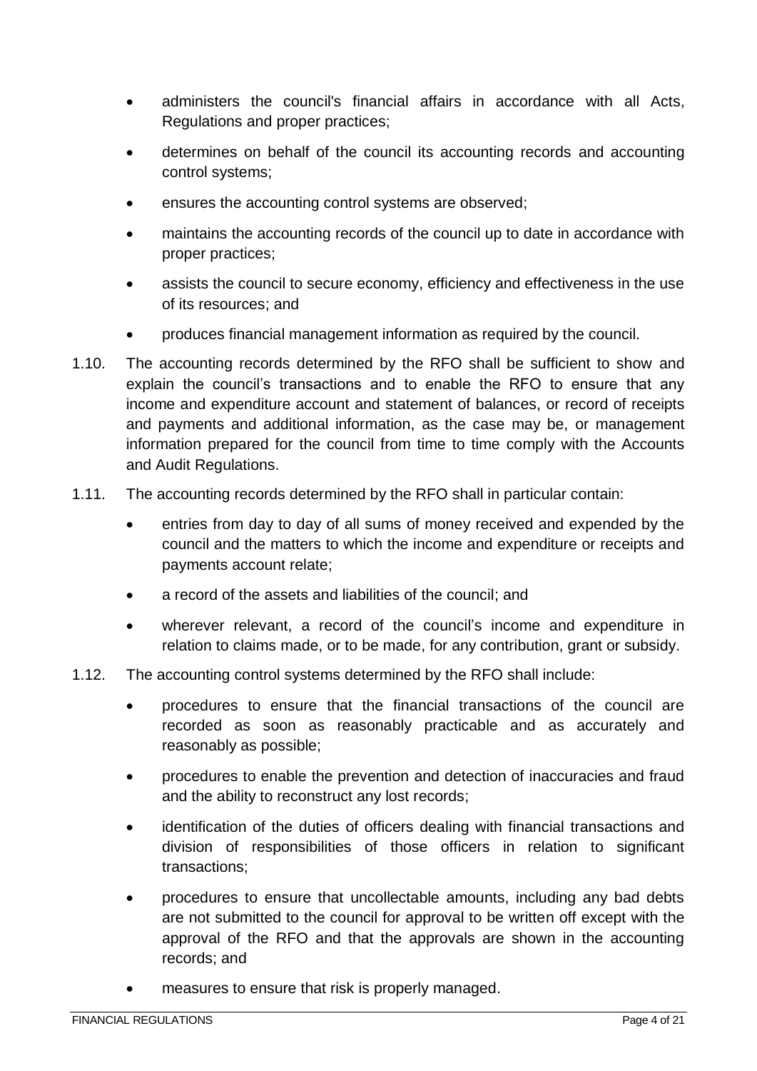- administers the council's financial affairs in accordance with all Acts, Regulations and proper practices;
- determines on behalf of the council its accounting records and accounting control systems;
- ensures the accounting control systems are observed;
- maintains the accounting records of the council up to date in accordance with proper practices;
- assists the council to secure economy, efficiency and effectiveness in the use of its resources; and
- produces financial management information as required by the council.

1.10. The accounting records determined by the RFO shall be sufficient to show and explain the council's transactions and to enable the RFO to ensure that any income and expenditure account and statement of balances, or record of receipts and payments and additional information, as the case may be, or management information prepared for the council from time to time comply with the Accounts and Audit Regulations.

1.11. The accounting records determined by the RFO shall in particular contain:

- entries from day to day of all sums of money received and expended by the council and the matters to which the income and expenditure or receipts and payments account relate;
- a record of the assets and liabilities of the council; and
- wherever relevant, a record of the council's income and expenditure in relation to claims made, or to be made, for any contribution, grant or subsidy.

1.12. The accounting control systems determined by the RFO shall include:

- procedures to ensure that the financial transactions of the council are recorded as soon as reasonably practicable and as accurately and reasonably as possible;
- procedures to enable the prevention and detection of inaccuracies and fraud and the ability to reconstruct any lost records;
- identification of the duties of officers dealing with financial transactions and division of responsibilities of those officers in relation to significant transactions;
- procedures to ensure that uncollectable amounts, including any bad debts are not submitted to the council for approval to be written off except with the approval of the RFO and that the approvals are shown in the accounting records; and
- measures to ensure that risk is properly managed.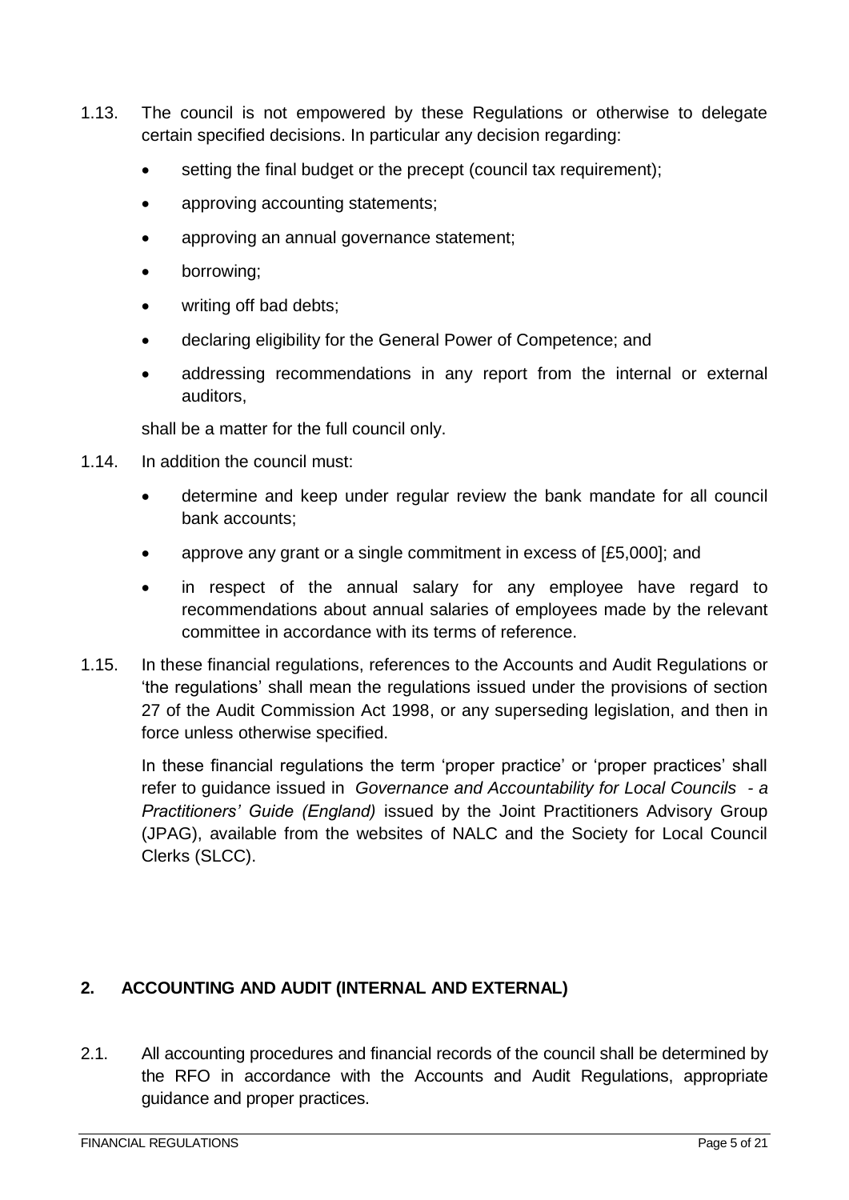1.13. The council is not empowered by these Regulations or otherwise to delegate certain specified decisions. In particular any decision regarding:

- setting the final budget or the precept (council tax requirement);
- approving accounting statements;
- approving an annual governance statement;
- borrowing;
- writing off bad debts;
- declaring eligibility for the General Power of Competence; and
- addressing recommendations in any report from the internal or external auditors,

shall be a matter for the full council only.

1.14. In addition the council must:

- determine and keep under regular review the bank mandate for all council bank accounts;
- approve any grant or a single commitment in excess of [£5,000]; and
- in respect of the annual salary for any employee have regard to recommendations about annual salaries of employees made by the relevant committee in accordance with its terms of reference.

1.15. In these financial regulations, references to the Accounts and Audit Regulations or 'the regulations' shall mean the regulations issued under the provisions of section 27 of the Audit Commission Act 1998, or any superseding legislation, and then in force unless otherwise specified.

In these financial regulations the term 'proper practice' or 'proper practices' shall refer to guidance issued in *Governance and Accountability for Local Councils - a Practitioners' Guide (England)* issued by the Joint Practitioners Advisory Group (JPAG), available from the websites of NALC and the Society for Local Council Clerks (SLCC).

## 2. ACCOUNTING AND AUDIT (INTERNAL AND EXTERNAL)

2.1. All accounting procedures and financial records of the council shall be determined by the RFO in accordance with the Accounts and Audit Regulations, appropriate guidance and proper practices.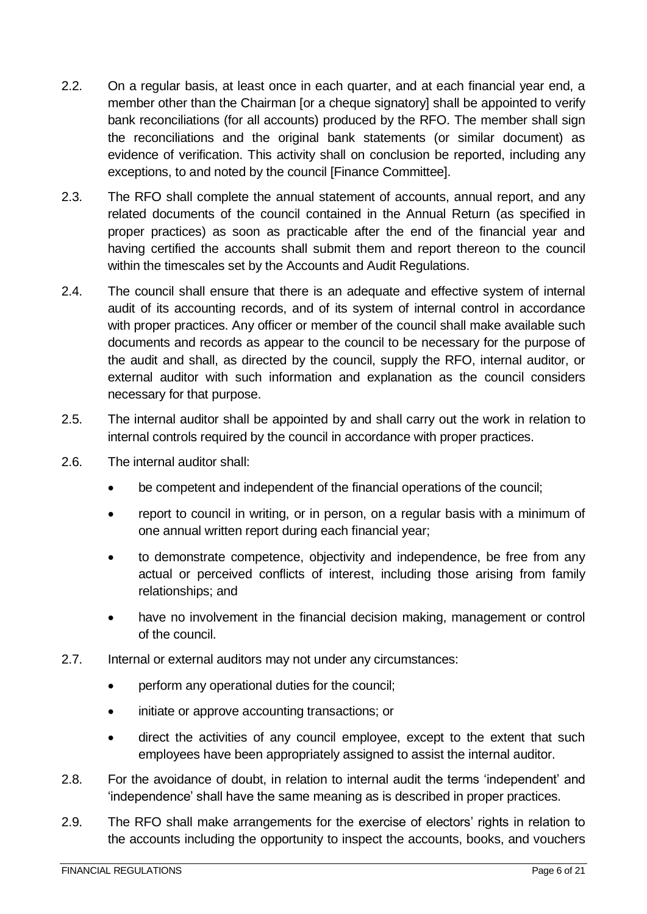2.2. On a regular basis, at least once in each quarter, and at each financial year end, a member other than the Chairman [or a cheque signatory] shall be appointed to verify bank reconciliations (for all accounts) produced by the RFO. The member shall sign the reconciliations and the original bank statements (or similar document) as evidence of verification. This activity shall on conclusion be reported, including any exceptions, to and noted by the council [Finance Committee].

2.3. The RFO shall complete the annual statement of accounts, annual report, and any related documents of the council contained in the Annual Return (as specified in proper practices) as soon as practicable after the end of the financial year and having certified the accounts shall submit them and report thereon to the council within the timescales set by the Accounts and Audit Regulations.

2.4. The council shall ensure that there is an adequate and effective system of internal audit of its accounting records, and of its system of internal control in accordance with proper practices. Any officer or member of the council shall make available such documents and records as appear to the council to be necessary for the purpose of the audit and shall, as directed by the council, supply the RFO, internal auditor, or external auditor with such information and explanation as the council considers necessary for that purpose.

2.5. The internal auditor shall be appointed by and shall carry out the work in relation to internal controls required by the council in accordance with proper practices.

2.6. The internal auditor shall:

- be competent and independent of the financial operations of the council;
- report to council in writing, or in person, on a regular basis with a minimum of one annual written report during each financial year;
- to demonstrate competence, objectivity and independence, be free from any actual or perceived conflicts of interest, including those arising from family relationships; and
- have no involvement in the financial decision making, management or control of the council.

2.7. Internal or external auditors may not under any circumstances:

- perform any operational duties for the council;
- initiate or approve accounting transactions; or
- direct the activities of any council employee, except to the extent that such employees have been appropriately assigned to assist the internal auditor.

2.8. For the avoidance of doubt, in relation to internal audit the terms 'independent' and 'independence' shall have the same meaning as is described in proper practices.

2.9. The RFO shall make arrangements for the exercise of electors' rights in relation to the accounts including the opportunity to inspect the accounts, books, and vouchers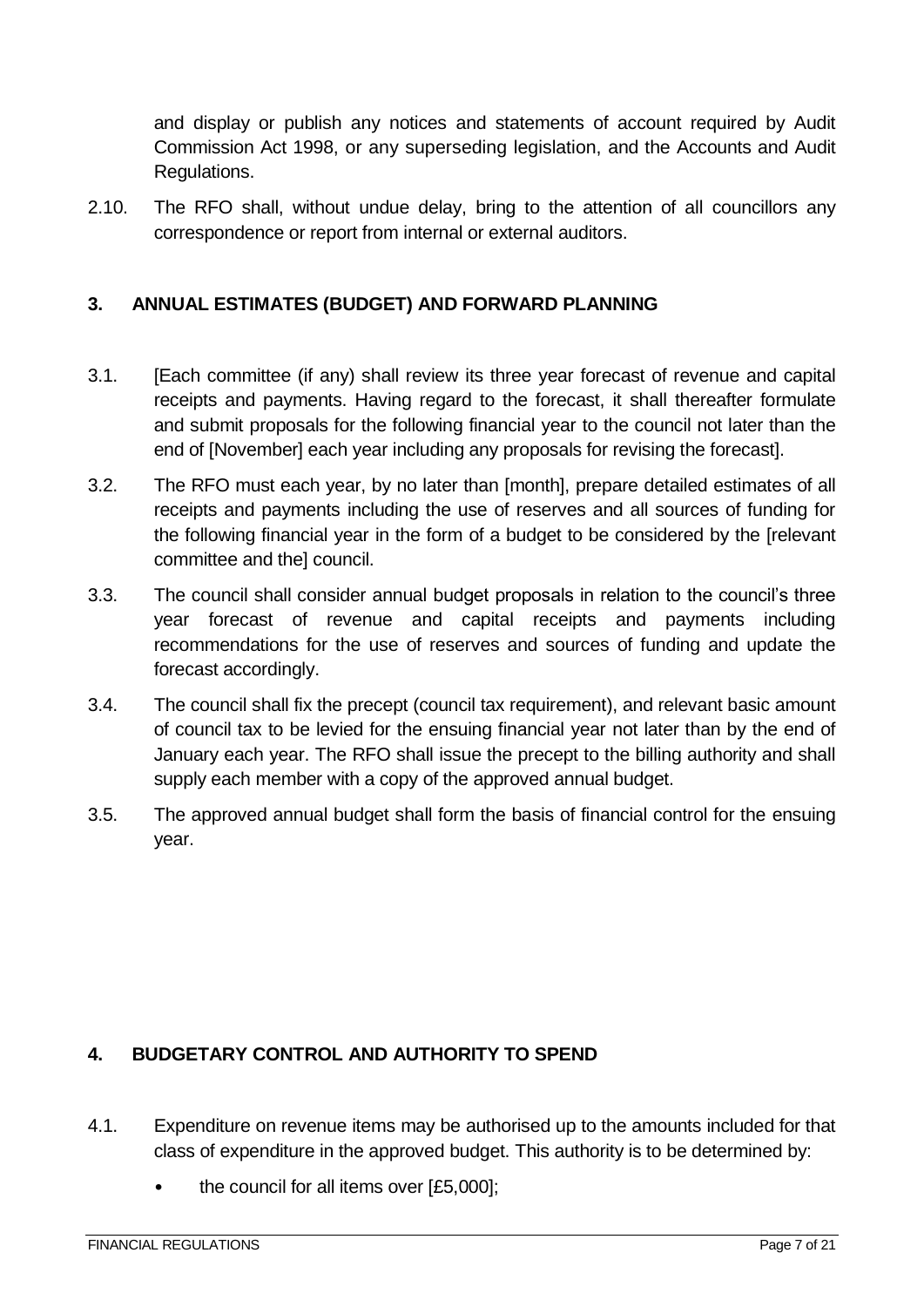and display or publish any notices and statements of account required by Audit Commission Act 1998, or any superseding legislation, and the Accounts and Audit Regulations.

2.10. The RFO shall, without undue delay, bring to the attention of all councillors any correspondence or report from internal or external auditors.

## 3. ANNUAL ESTIMATES (BUDGET) AND FORWARD PLANNING

3.1. [Each committee (if any) shall review its three year forecast of revenue and capital receipts and payments. Having regard to the forecast, it shall thereafter formulate and submit proposals for the following financial year to the council not later than the end of [November] each year including any proposals for revising the forecast].

3.2. The RFO must each year, by no later than [month], prepare detailed estimates of all receipts and payments including the use of reserves and all sources of funding for the following financial year in the form of a budget to be considered by the [relevant committee and the] council.

3.3. The council shall consider annual budget proposals in relation to the council's three year forecast of revenue and capital receipts and payments including recommendations for the use of reserves and sources of funding and update the forecast accordingly.

3.4. The council shall fix the precept (council tax requirement), and relevant basic amount of council tax to be levied for the ensuing financial year not later than by the end of January each year. The RFO shall issue the precept to the billing authority and shall supply each member with a copy of the approved annual budget.

3.5. The approved annual budget shall form the basis of financial control for the ensuing year.

## 4. BUDGETARY CONTROL AND AUTHORITY TO SPEND

4.1. Expenditure on revenue items may be authorised up to the amounts included for that class of expenditure in the approved budget. This authority is to be determined by:

- the council for all items over [£5,000];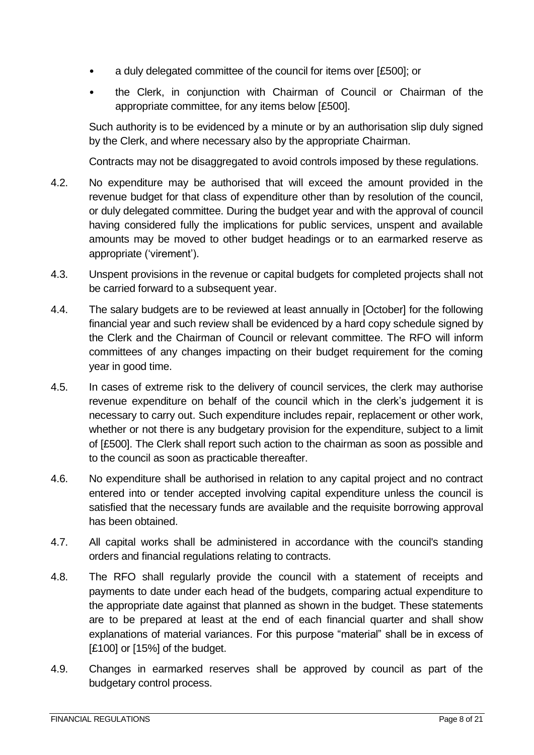- a duly delegated committee of the council for items over [£500]; or
- the Clerk, in conjunction with Chairman of Council or Chairman of the appropriate committee, for any items below [£500].

Such authority is to be evidenced by a minute or by an authorisation slip duly signed by the Clerk, and where necessary also by the appropriate Chairman.

Contracts may not be disaggregated to avoid controls imposed by these regulations.

4.2. No expenditure may be authorised that will exceed the amount provided in the revenue budget for that class of expenditure other than by resolution of the council, or duly delegated committee. During the budget year and with the approval of council having considered fully the implications for public services, unspent and available amounts may be moved to other budget headings or to an earmarked reserve as appropriate ('virement').

4.3. Unspent provisions in the revenue or capital budgets for completed projects shall not be carried forward to a subsequent year.

4.4. The salary budgets are to be reviewed at least annually in [October] for the following financial year and such review shall be evidenced by a hard copy schedule signed by the Clerk and the Chairman of Council or relevant committee. The RFO will inform committees of any changes impacting on their budget requirement for the coming year in good time.

4.5. In cases of extreme risk to the delivery of council services, the clerk may authorise revenue expenditure on behalf of the council which in the clerk's judgement it is necessary to carry out. Such expenditure includes repair, replacement or other work, whether or not there is any budgetary provision for the expenditure, subject to a limit of [£500]. The Clerk shall report such action to the chairman as soon as possible and to the council as soon as practicable thereafter.

4.6. No expenditure shall be authorised in relation to any capital project and no contract entered into or tender accepted involving capital expenditure unless the council is satisfied that the necessary funds are available and the requisite borrowing approval has been obtained.

4.7. All capital works shall be administered in accordance with the council's standing orders and financial regulations relating to contracts.

4.8. The RFO shall regularly provide the council with a statement of receipts and payments to date under each head of the budgets, comparing actual expenditure to the appropriate date against that planned as shown in the budget. These statements are to be prepared at least at the end of each financial quarter and shall show explanations of material variances. For this purpose "material" shall be in excess of [£100] or [15%] of the budget.

4.9. Changes in earmarked reserves shall be approved by council as part of the budgetary control process.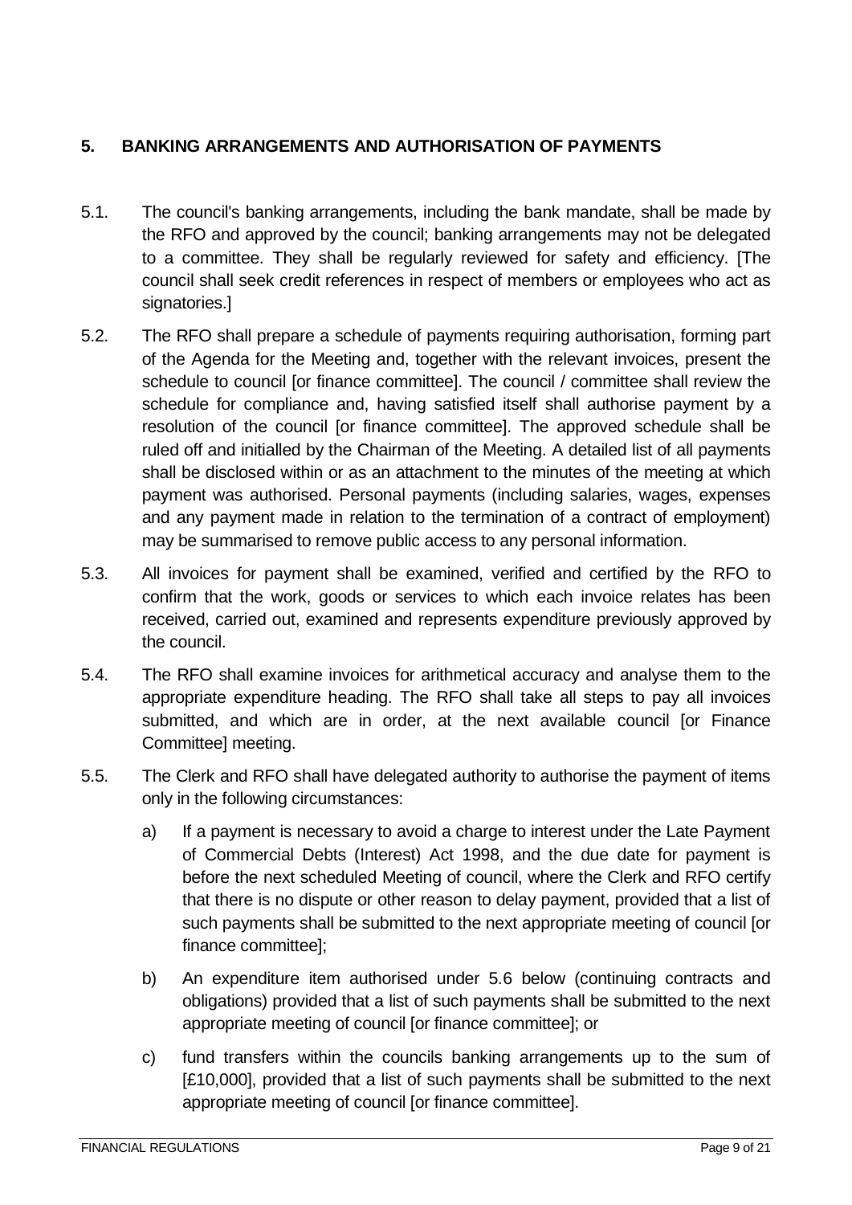## 5. BANKING ARRANGEMENTS AND AUTHORISATION OF PAYMENTS

5.1. The council's banking arrangements, including the bank mandate, shall be made by the RFO and approved by the council; banking arrangements may not be delegated to a committee. They shall be regularly reviewed for safety and efficiency. [The council shall seek credit references in respect of members or employees who act as signatories.]

5.2. The RFO shall prepare a schedule of payments requiring authorisation, forming part of the Agenda for the Meeting and, together with the relevant invoices, present the schedule to council [or finance committee]. The council / committee shall review the schedule for compliance and, having satisfied itself shall authorise payment by a resolution of the council [or finance committee]. The approved schedule shall be ruled off and initialled by the Chairman of the Meeting. A detailed list of all payments shall be disclosed within or as an attachment to the minutes of the meeting at which payment was authorised. Personal payments (including salaries, wages, expenses and any payment made in relation to the termination of a contract of employment) may be summarised to remove public access to any personal information.

5.3. All invoices for payment shall be examined, verified and certified by the RFO to confirm that the work, goods or services to which each invoice relates has been received, carried out, examined and represents expenditure previously approved by the council.

5.4. The RFO shall examine invoices for arithmetical accuracy and analyse them to the appropriate expenditure heading. The RFO shall take all steps to pay all invoices submitted, and which are in order, at the next available council [or Finance Committee] meeting.

5.5. The Clerk and RFO shall have delegated authority to authorise the payment of items only in the following circumstances:

a) If a payment is necessary to avoid a charge to interest under the Late Payment of Commercial Debts (Interest) Act 1998, and the due date for payment is before the next scheduled Meeting of council, where the Clerk and RFO certify that there is no dispute or other reason to delay payment, provided that a list of such payments shall be submitted to the next appropriate meeting of council [or finance committee];

b) An expenditure item authorised under 5.6 below (continuing contracts and obligations) provided that a list of such payments shall be submitted to the next appropriate meeting of council [or finance committee]; or

c) fund transfers within the councils banking arrangements up to the sum of [£10,000], provided that a list of such payments shall be submitted to the next appropriate meeting of council [or finance committee].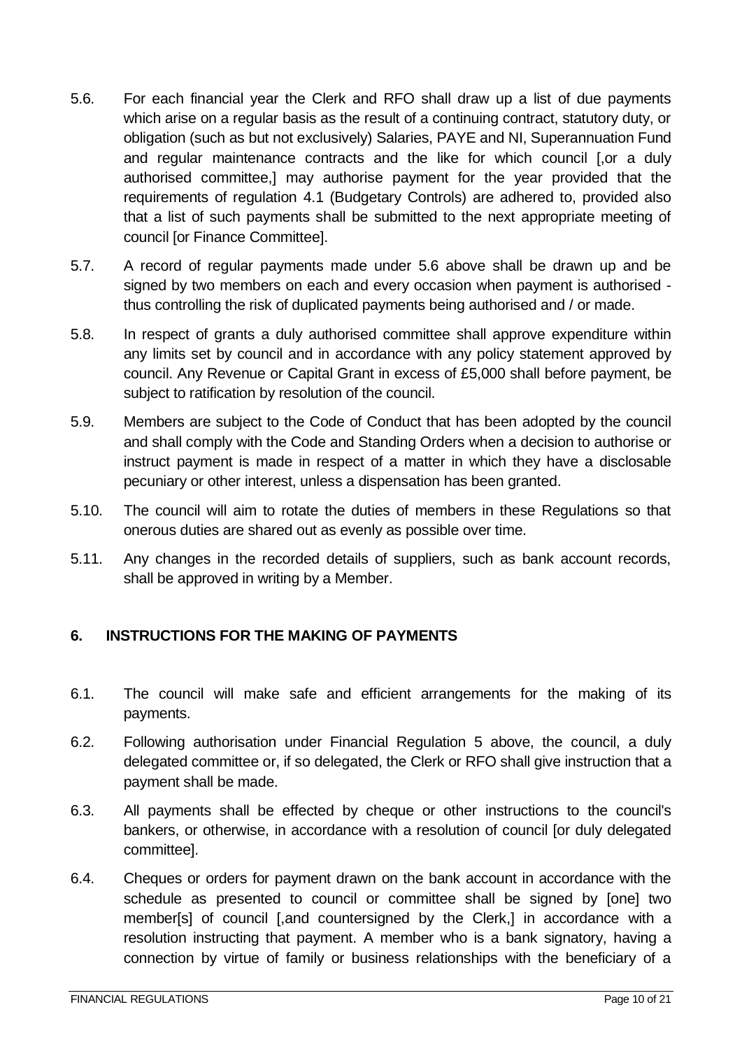5.6. For each financial year the Clerk and RFO shall draw up a list of due payments which arise on a regular basis as the result of a continuing contract, statutory duty, or obligation (such as but not exclusively) Salaries, PAYE and NI, Superannuation Fund and regular maintenance contracts and the like for which council [,or a duly authorised committee,] may authorise payment for the year provided that the requirements of regulation 4.1 (Budgetary Controls) are adhered to, provided also that a list of such payments shall be submitted to the next appropriate meeting of council [or Finance Committee].

5.7. A record of regular payments made under 5.6 above shall be drawn up and be signed by two members on each and every occasion when payment is authorised - thus controlling the risk of duplicated payments being authorised and / or made.

5.8. In respect of grants a duly authorised committee shall approve expenditure within any limits set by council and in accordance with any policy statement approved by council. Any Revenue or Capital Grant in excess of £5,000 shall before payment, be subject to ratification by resolution of the council.

5.9. Members are subject to the Code of Conduct that has been adopted by the council and shall comply with the Code and Standing Orders when a decision to authorise or instruct payment is made in respect of a matter in which they have a disclosable pecuniary or other interest, unless a dispensation has been granted.

5.10. The council will aim to rotate the duties of members in these Regulations so that onerous duties are shared out as evenly as possible over time.

5.11. Any changes in the recorded details of suppliers, such as bank account records, shall be approved in writing by a Member.

## 6. INSTRUCTIONS FOR THE MAKING OF PAYMENTS

6.1. The council will make safe and efficient arrangements for the making of its payments.

6.2. Following authorisation under Financial Regulation 5 above, the council, a duly delegated committee or, if so delegated, the Clerk or RFO shall give instruction that a payment shall be made.

6.3. All payments shall be effected by cheque or other instructions to the council's bankers, or otherwise, in accordance with a resolution of council [or duly delegated committee].

6.4. Cheques or orders for payment drawn on the bank account in accordance with the schedule as presented to council or committee shall be signed by [one] two member[s] of council [,and countersigned by the Clerk,] in accordance with a resolution instructing that payment. A member who is a bank signatory, having a connection by virtue of family or business relationships with the beneficiary of a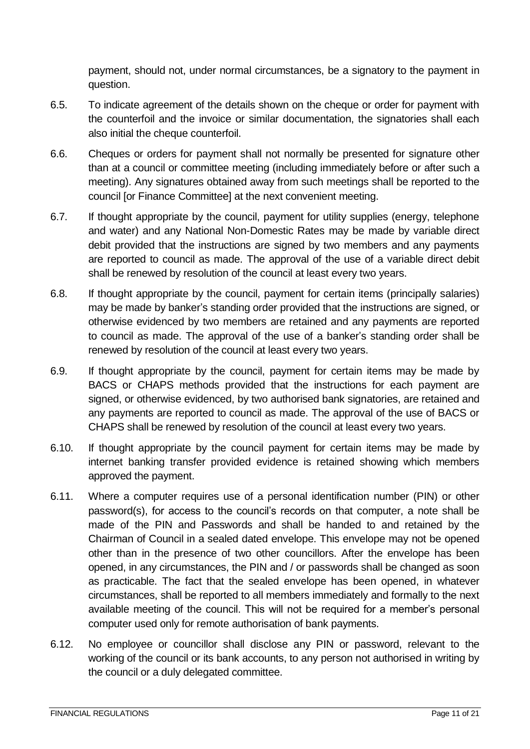payment, should not, under normal circumstances, be a signatory to the payment in question.

6.5. To indicate agreement of the details shown on the cheque or order for payment with the counterfoil and the invoice or similar documentation, the signatories shall each also initial the cheque counterfoil.

6.6. Cheques or orders for payment shall not normally be presented for signature other than at a council or committee meeting (including immediately before or after such a meeting). Any signatures obtained away from such meetings shall be reported to the council [or Finance Committee] at the next convenient meeting.

6.7. If thought appropriate by the council, payment for utility supplies (energy, telephone and water) and any National Non-Domestic Rates may be made by variable direct debit provided that the instructions are signed by two members and any payments are reported to council as made. The approval of the use of a variable direct debit shall be renewed by resolution of the council at least every two years.

6.8. If thought appropriate by the council, payment for certain items (principally salaries) may be made by banker's standing order provided that the instructions are signed, or otherwise evidenced by two members are retained and any payments are reported to council as made. The approval of the use of a banker's standing order shall be renewed by resolution of the council at least every two years.

6.9. If thought appropriate by the council, payment for certain items may be made by BACS or CHAPS methods provided that the instructions for each payment are signed, or otherwise evidenced, by two authorised bank signatories, are retained and any payments are reported to council as made. The approval of the use of BACS or CHAPS shall be renewed by resolution of the council at least every two years.

6.10. If thought appropriate by the council payment for certain items may be made by internet banking transfer provided evidence is retained showing which members approved the payment.

6.11. Where a computer requires use of a personal identification number (PIN) or other password(s), for access to the council's records on that computer, a note shall be made of the PIN and Passwords and shall be handed to and retained by the Chairman of Council in a sealed dated envelope. This envelope may not be opened other than in the presence of two other councillors. After the envelope has been opened, in any circumstances, the PIN and / or passwords shall be changed as soon as practicable. The fact that the sealed envelope has been opened, in whatever circumstances, shall be reported to all members immediately and formally to the next available meeting of the council. This will not be required for a member's personal computer used only for remote authorisation of bank payments.

6.12. No employee or councillor shall disclose any PIN or password, relevant to the working of the council or its bank accounts, to any person not authorised in writing by the council or a duly delegated committee.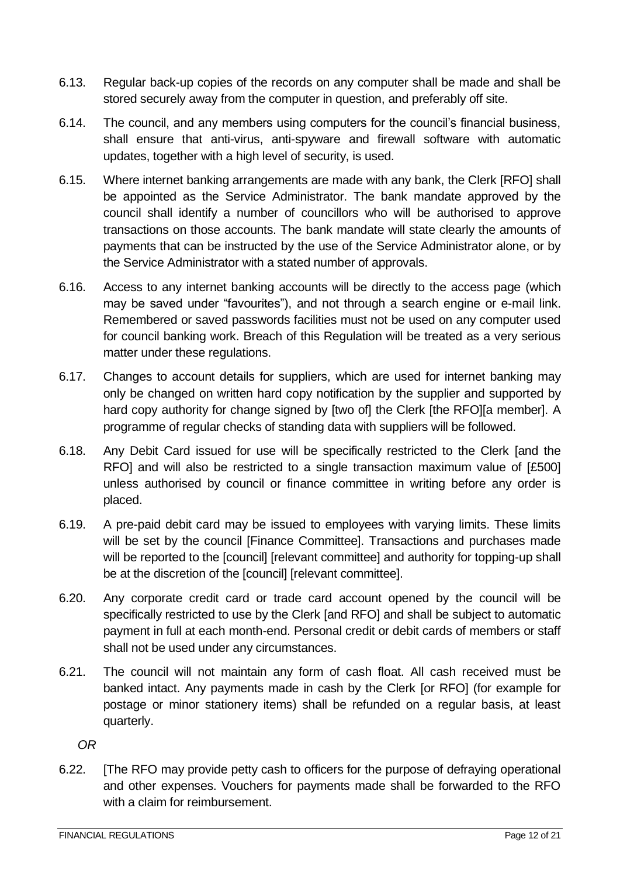6.13. Regular back-up copies of the records on any computer shall be made and shall be stored securely away from the computer in question, and preferably off site.

6.14. The council, and any members using computers for the council's financial business, shall ensure that anti-virus, anti-spyware and firewall software with automatic updates, together with a high level of security, is used.

6.15. Where internet banking arrangements are made with any bank, the Clerk [RFO] shall be appointed as the Service Administrator. The bank mandate approved by the council shall identify a number of councillors who will be authorised to approve transactions on those accounts. The bank mandate will state clearly the amounts of payments that can be instructed by the use of the Service Administrator alone, or by the Service Administrator with a stated number of approvals.

6.16. Access to any internet banking accounts will be directly to the access page (which may be saved under "favourites"), and not through a search engine or e-mail link. Remembered or saved passwords facilities must not be used on any computer used for council banking work. Breach of this Regulation will be treated as a very serious matter under these regulations.

6.17. Changes to account details for suppliers, which are used for internet banking may only be changed on written hard copy notification by the supplier and supported by hard copy authority for change signed by [two of] the Clerk [the RFO][a member]. A programme of regular checks of standing data with suppliers will be followed.

6.18. Any Debit Card issued for use will be specifically restricted to the Clerk [and the RFO] and will also be restricted to a single transaction maximum value of [£500] unless authorised by council or finance committee in writing before any order is placed.

6.19. A pre-paid debit card may be issued to employees with varying limits. These limits will be set by the council [Finance Committee]. Transactions and purchases made will be reported to the [council] [relevant committee] and authority for topping-up shall be at the discretion of the [council] [relevant committee].

6.20. Any corporate credit card or trade card account opened by the council will be specifically restricted to use by the Clerk [and RFO] and shall be subject to automatic payment in full at each month-end. Personal credit or debit cards of members or staff shall not be used under any circumstances.

6.21. The council will not maintain any form of cash float. All cash received must be banked intact. Any payments made in cash by the Clerk [or RFO] (for example for postage or minor stationery items) shall be refunded on a regular basis, at least quarterly.

*OR*

6.22. [The RFO may provide petty cash to officers for the purpose of defraying operational and other expenses. Vouchers for payments made shall be forwarded to the RFO with a claim for reimbursement.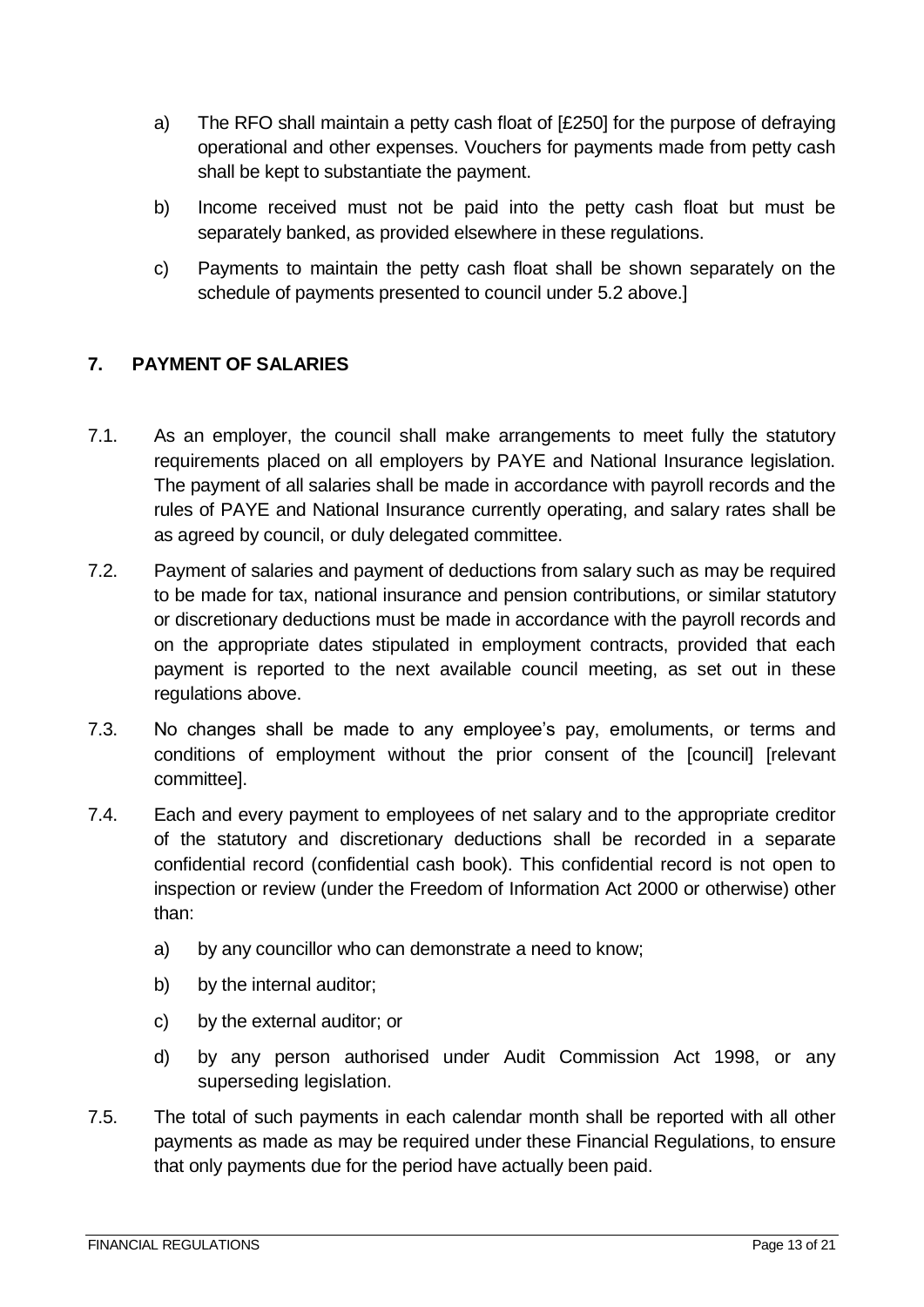a) The RFO shall maintain a petty cash float of [£250] for the purpose of defraying operational and other expenses. Vouchers for payments made from petty cash shall be kept to substantiate the payment.

b) Income received must not be paid into the petty cash float but must be separately banked, as provided elsewhere in these regulations.

c) Payments to maintain the petty cash float shall be shown separately on the schedule of payments presented to council under 5.2 above.]

## 7. PAYMENT OF SALARIES

7.1. As an employer, the council shall make arrangements to meet fully the statutory requirements placed on all employers by PAYE and National Insurance legislation. The payment of all salaries shall be made in accordance with payroll records and the rules of PAYE and National Insurance currently operating, and salary rates shall be as agreed by council, or duly delegated committee.

7.2. Payment of salaries and payment of deductions from salary such as may be required to be made for tax, national insurance and pension contributions, or similar statutory or discretionary deductions must be made in accordance with the payroll records and on the appropriate dates stipulated in employment contracts, provided that each payment is reported to the next available council meeting, as set out in these regulations above.

7.3. No changes shall be made to any employee's pay, emoluments, or terms and conditions of employment without the prior consent of the [council] [relevant committee].

7.4. Each and every payment to employees of net salary and to the appropriate creditor of the statutory and discretionary deductions shall be recorded in a separate confidential record (confidential cash book). This confidential record is not open to inspection or review (under the Freedom of Information Act 2000 or otherwise) other than:

a) by any councillor who can demonstrate a need to know;

b) by the internal auditor;

c) by the external auditor; or

d) by any person authorised under Audit Commission Act 1998, or any superseding legislation.

7.5. The total of such payments in each calendar month shall be reported with all other payments as made as may be required under these Financial Regulations, to ensure that only payments due for the period have actually been paid.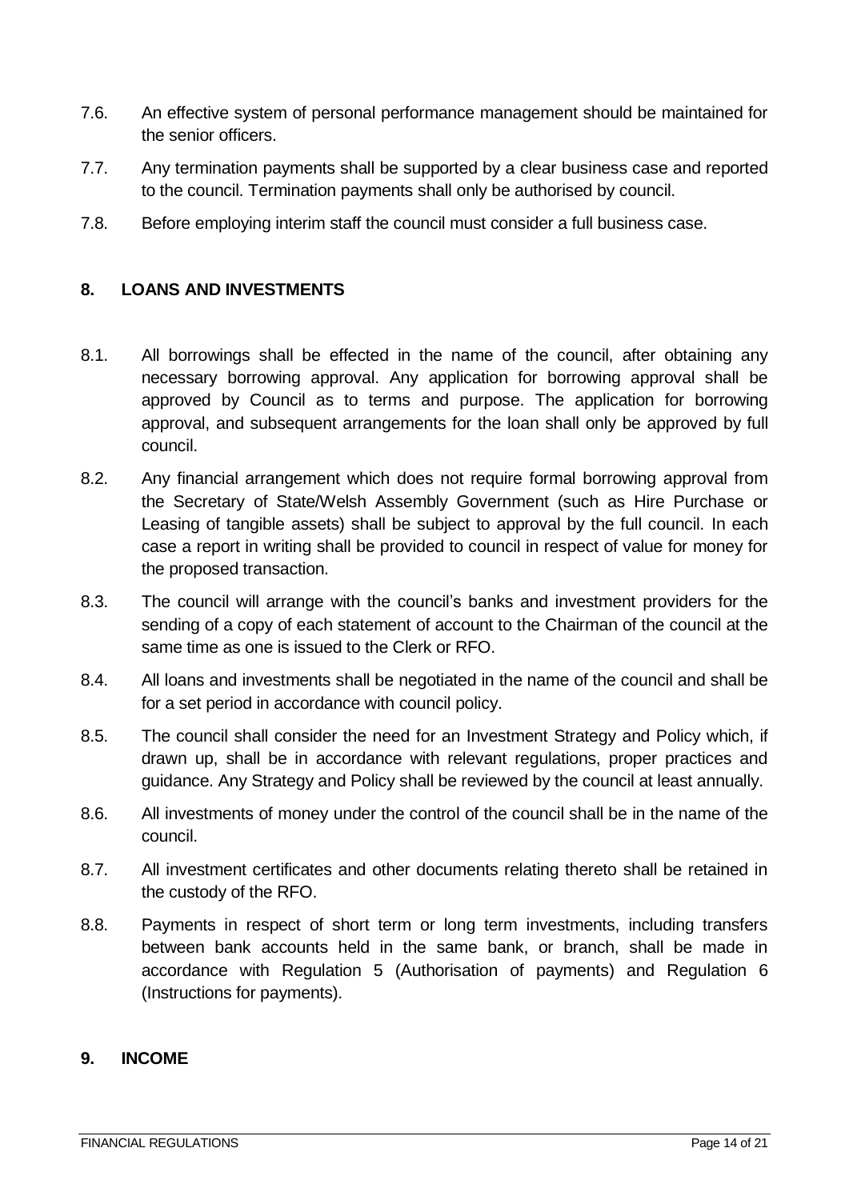7.6. An effective system of personal performance management should be maintained for the senior officers.

7.7. Any termination payments shall be supported by a clear business case and reported to the council. Termination payments shall only be authorised by council.

7.8. Before employing interim staff the council must consider a full business case.

## 8. LOANS AND INVESTMENTS

8.1. All borrowings shall be effected in the name of the council, after obtaining any necessary borrowing approval. Any application for borrowing approval shall be approved by Council as to terms and purpose. The application for borrowing approval, and subsequent arrangements for the loan shall only be approved by full council.

8.2. Any financial arrangement which does not require formal borrowing approval from the Secretary of State/Welsh Assembly Government (such as Hire Purchase or Leasing of tangible assets) shall be subject to approval by the full council. In each case a report in writing shall be provided to council in respect of value for money for the proposed transaction.

8.3. The council will arrange with the council's banks and investment providers for the sending of a copy of each statement of account to the Chairman of the council at the same time as one is issued to the Clerk or RFO.

8.4. All loans and investments shall be negotiated in the name of the council and shall be for a set period in accordance with council policy.

8.5. The council shall consider the need for an Investment Strategy and Policy which, if drawn up, shall be in accordance with relevant regulations, proper practices and guidance. Any Strategy and Policy shall be reviewed by the council at least annually.

8.6. All investments of money under the control of the council shall be in the name of the council.

8.7. All investment certificates and other documents relating thereto shall be retained in the custody of the RFO.

8.8. Payments in respect of short term or long term investments, including transfers between bank accounts held in the same bank, or branch, shall be made in accordance with Regulation 5 (Authorisation of payments) and Regulation 6 (Instructions for payments).

## 9. INCOME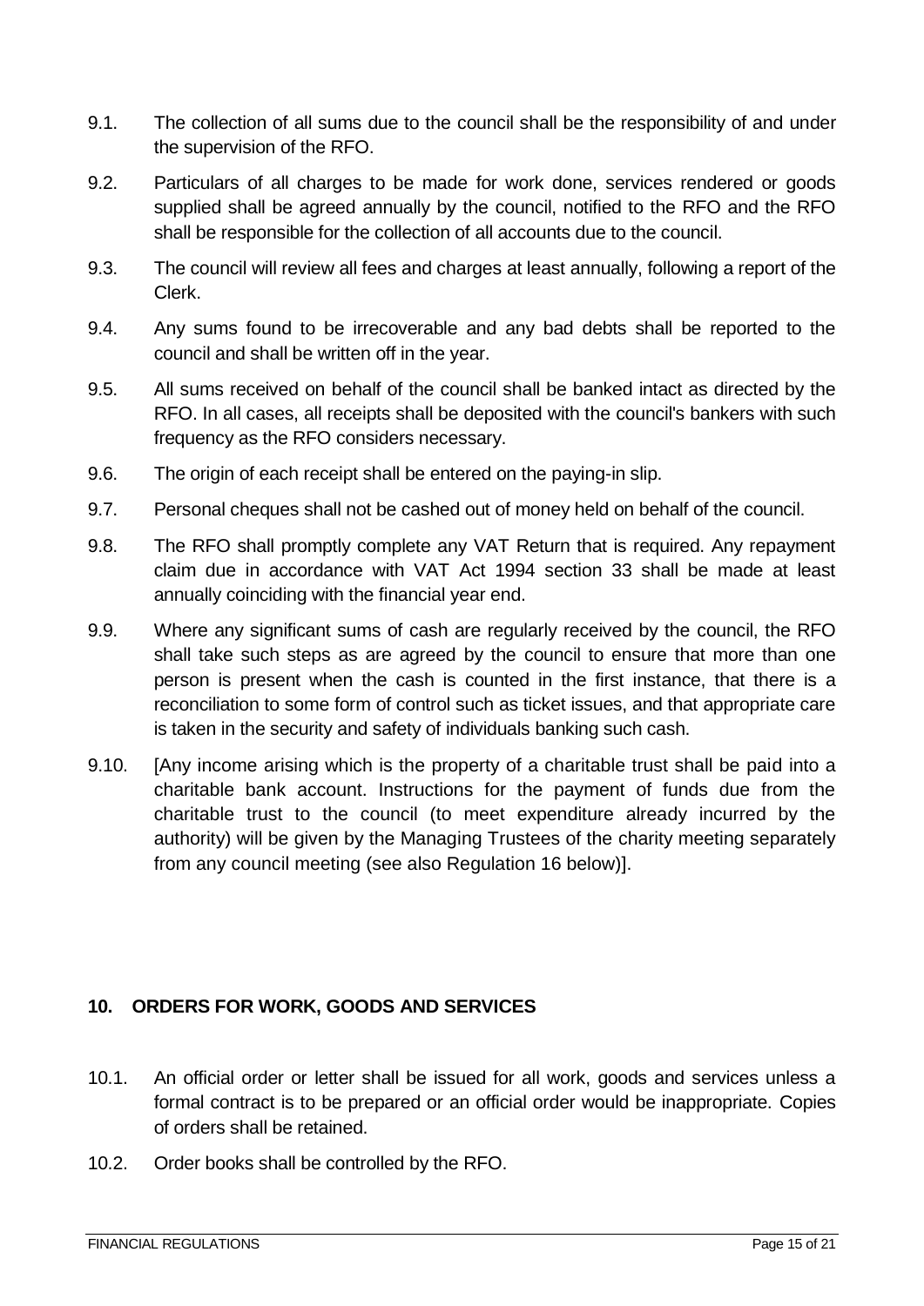9.1. The collection of all sums due to the council shall be the responsibility of and under the supervision of the RFO.

9.2. Particulars of all charges to be made for work done, services rendered or goods supplied shall be agreed annually by the council, notified to the RFO and the RFO shall be responsible for the collection of all accounts due to the council.

9.3. The council will review all fees and charges at least annually, following a report of the Clerk.

9.4. Any sums found to be irrecoverable and any bad debts shall be reported to the council and shall be written off in the year.

9.5. All sums received on behalf of the council shall be banked intact as directed by the RFO. In all cases, all receipts shall be deposited with the council's bankers with such frequency as the RFO considers necessary.

9.6. The origin of each receipt shall be entered on the paying-in slip.

9.7. Personal cheques shall not be cashed out of money held on behalf of the council.

9.8. The RFO shall promptly complete any VAT Return that is required. Any repayment claim due in accordance with VAT Act 1994 section 33 shall be made at least annually coinciding with the financial year end.

9.9. Where any significant sums of cash are regularly received by the council, the RFO shall take such steps as are agreed by the council to ensure that more than one person is present when the cash is counted in the first instance, that there is a reconciliation to some form of control such as ticket issues, and that appropriate care is taken in the security and safety of individuals banking such cash.

9.10. [Any income arising which is the property of a charitable trust shall be paid into a charitable bank account. Instructions for the payment of funds due from the charitable trust to the council (to meet expenditure already incurred by the authority) will be given by the Managing Trustees of the charity meeting separately from any council meeting (see also Regulation 16 below)].

## 10. ORDERS FOR WORK, GOODS AND SERVICES

10.1. An official order or letter shall be issued for all work, goods and services unless a formal contract is to be prepared or an official order would be inappropriate. Copies of orders shall be retained.

10.2. Order books shall be controlled by the RFO.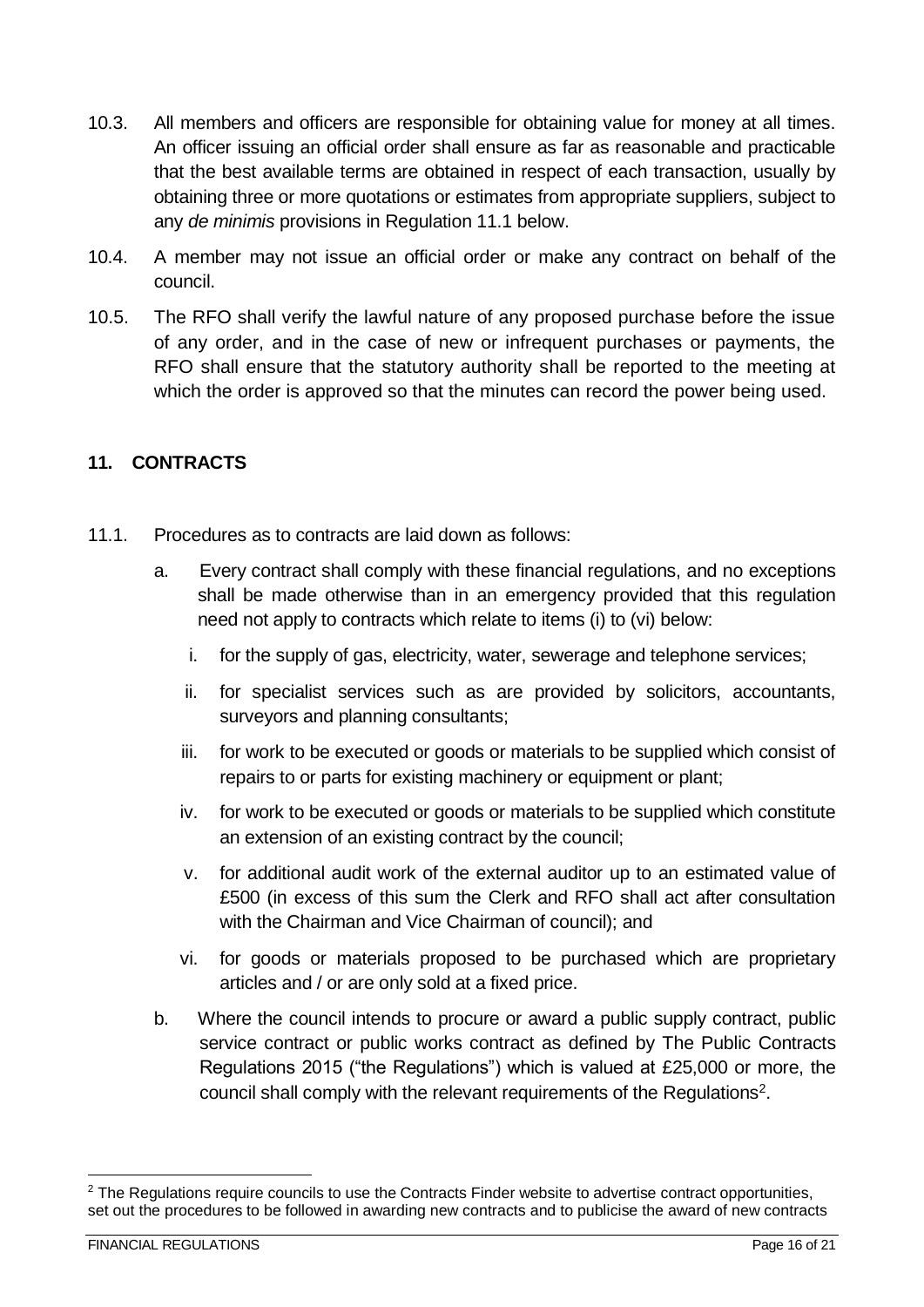10.3. All members and officers are responsible for obtaining value for money at all times. An officer issuing an official order shall ensure as far as reasonable and practicable that the best available terms are obtained in respect of each transaction, usually by obtaining three or more quotations or estimates from appropriate suppliers, subject to any *de minimis* provisions in Regulation 11.1 below.

10.4. A member may not issue an official order or make any contract on behalf of the council.

10.5. The RFO shall verify the lawful nature of any proposed purchase before the issue of any order, and in the case of new or infrequent purchases or payments, the RFO shall ensure that the statutory authority shall be reported to the meeting at which the order is approved so that the minutes can record the power being used.

## 11. CONTRACTS

11.1. Procedures as to contracts are laid down as follows:

a. Every contract shall comply with these financial regulations, and no exceptions shall be made otherwise than in an emergency provided that this regulation need not apply to contracts which relate to items (i) to (vi) below:

   i. for the supply of gas, electricity, water, sewerage and telephone services;

   ii. for specialist services such as are provided by solicitors, accountants, surveyors and planning consultants;

   iii. for work to be executed or goods or materials to be supplied which consist of repairs to or parts for existing machinery or equipment or plant;

   iv. for work to be executed or goods or materials to be supplied which constitute an extension of an existing contract by the council;

   v. for additional audit work of the external auditor up to an estimated value of £500 (in excess of this sum the Clerk and RFO shall act after consultation with the Chairman and Vice Chairman of council); and

   vi. for goods or materials proposed to be purchased which are proprietary articles and / or are only sold at a fixed price.

b. Where the council intends to procure or award a public supply contract, public service contract or public works contract as defined by The Public Contracts Regulations 2015 ("the Regulations") which is valued at £25,000 or more, the council shall comply with the relevant requirements of the Regulations[2].

[2] The Regulations require councils to use the Contracts Finder website to advertise contract opportunities, set out the procedures to be followed in awarding new contracts and to publicise the award of new contracts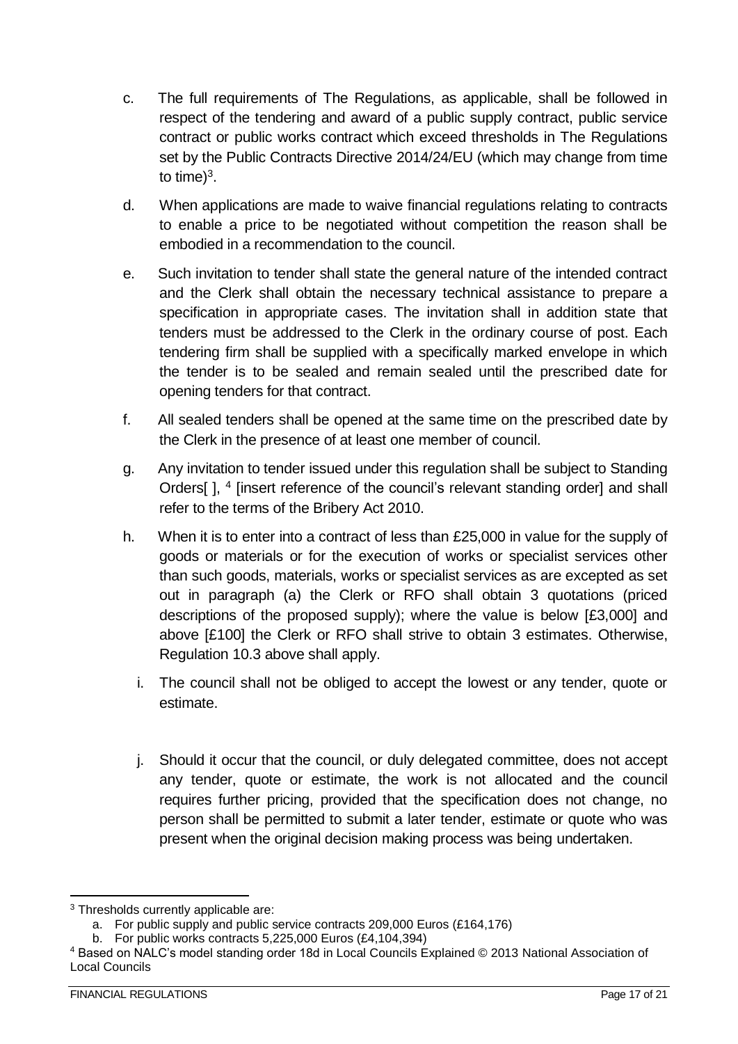c. The full requirements of The Regulations, as applicable, shall be followed in respect of the tendering and award of a public supply contract, public service contract or public works contract which exceed thresholds in The Regulations set by the Public Contracts Directive 2014/24/EU (which may change from time to time)[3].

d. When applications are made to waive financial regulations relating to contracts to enable a price to be negotiated without competition the reason shall be embodied in a recommendation to the council.

e. Such invitation to tender shall state the general nature of the intended contract and the Clerk shall obtain the necessary technical assistance to prepare a specification in appropriate cases. The invitation shall in addition state that tenders must be addressed to the Clerk in the ordinary course of post. Each tendering firm shall be supplied with a specifically marked envelope in which the tender is to be sealed and remain sealed until the prescribed date for opening tenders for that contract.

f. All sealed tenders shall be opened at the same time on the prescribed date by the Clerk in the presence of at least one member of council.

g. Any invitation to tender issued under this regulation shall be subject to Standing Orders[ ], [4] [insert reference of the council's relevant standing order] and shall refer to the terms of the Bribery Act 2010.

h. When it is to enter into a contract of less than £25,000 in value for the supply of goods or materials or for the execution of works or specialist services other than such goods, materials, works or specialist services as are excepted as set out in paragraph (a) the Clerk or RFO shall obtain 3 quotations (priced descriptions of the proposed supply); where the value is below [£3,000] and above [£100] the Clerk or RFO shall strive to obtain 3 estimates. Otherwise, Regulation 10.3 above shall apply.

i. The council shall not be obliged to accept the lowest or any tender, quote or estimate.

j. Should it occur that the council, or duly delegated committee, does not accept any tender, quote or estimate, the work is not allocated and the council requires further pricing, provided that the specification does not change, no person shall be permitted to submit a later tender, estimate or quote who was present when the original decision making process was being undertaken.

---

[3] Thresholds currently applicable are:

a. For public supply and public service contracts 209,000 Euros (£164,176)

b. For public works contracts 5,225,000 Euros (£4,104,394)

[4] Based on NALC's model standing order 18d in Local Councils Explained © 2013 National Association of Local Councils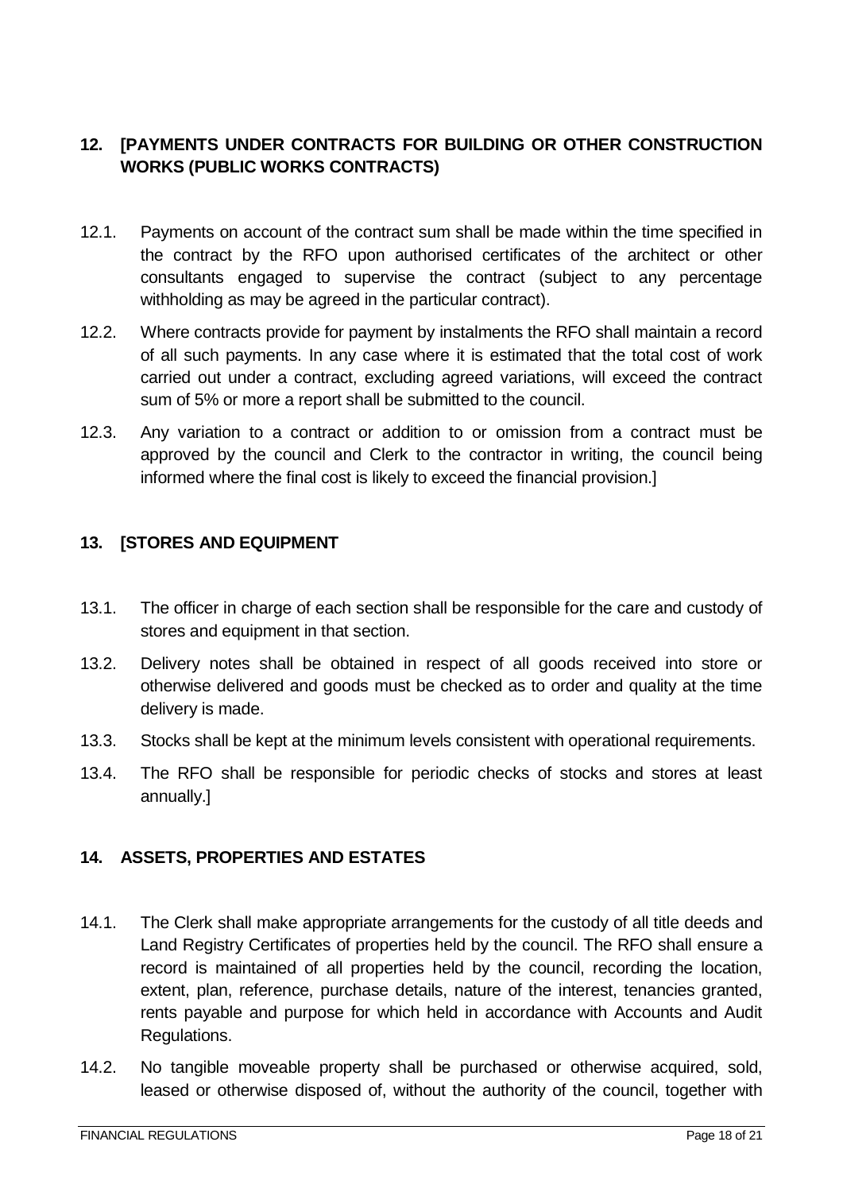## 12. [PAYMENTS UNDER CONTRACTS FOR BUILDING OR OTHER CONSTRUCTION WORKS (PUBLIC WORKS CONTRACTS)

12.1. Payments on account of the contract sum shall be made within the time specified in the contract by the RFO upon authorised certificates of the architect or other consultants engaged to supervise the contract (subject to any percentage withholding as may be agreed in the particular contract).

12.2. Where contracts provide for payment by instalments the RFO shall maintain a record of all such payments. In any case where it is estimated that the total cost of work carried out under a contract, excluding agreed variations, will exceed the contract sum of 5% or more a report shall be submitted to the council.

12.3. Any variation to a contract or addition to or omission from a contract must be approved by the council and Clerk to the contractor in writing, the council being informed where the final cost is likely to exceed the financial provision.]

## 13. [STORES AND EQUIPMENT

13.1. The officer in charge of each section shall be responsible for the care and custody of stores and equipment in that section.

13.2. Delivery notes shall be obtained in respect of all goods received into store or otherwise delivered and goods must be checked as to order and quality at the time delivery is made.

13.3. Stocks shall be kept at the minimum levels consistent with operational requirements.

13.4. The RFO shall be responsible for periodic checks of stocks and stores at least annually.]

## 14. ASSETS, PROPERTIES AND ESTATES

14.1. The Clerk shall make appropriate arrangements for the custody of all title deeds and Land Registry Certificates of properties held by the council. The RFO shall ensure a record is maintained of all properties held by the council, recording the location, extent, plan, reference, purchase details, nature of the interest, tenancies granted, rents payable and purpose for which held in accordance with Accounts and Audit Regulations.

14.2. No tangible moveable property shall be purchased or otherwise acquired, sold, leased or otherwise disposed of, without the authority of the council, together with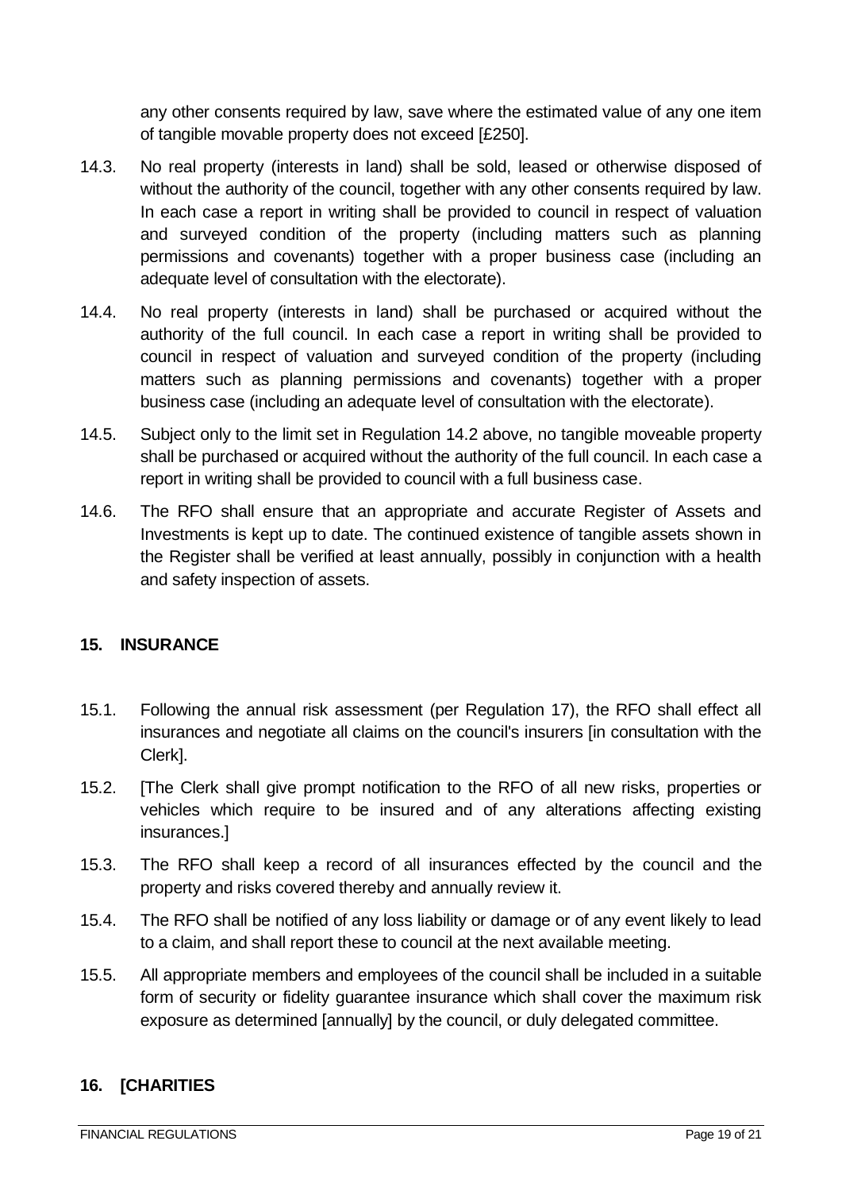any other consents required by law, save where the estimated value of any one item of tangible movable property does not exceed [£250].

14.3. No real property (interests in land) shall be sold, leased or otherwise disposed of without the authority of the council, together with any other consents required by law. In each case a report in writing shall be provided to council in respect of valuation and surveyed condition of the property (including matters such as planning permissions and covenants) together with a proper business case (including an adequate level of consultation with the electorate).

14.4. No real property (interests in land) shall be purchased or acquired without the authority of the full council. In each case a report in writing shall be provided to council in respect of valuation and surveyed condition of the property (including matters such as planning permissions and covenants) together with a proper business case (including an adequate level of consultation with the electorate).

14.5. Subject only to the limit set in Regulation 14.2 above, no tangible moveable property shall be purchased or acquired without the authority of the full council. In each case a report in writing shall be provided to council with a full business case.

14.6. The RFO shall ensure that an appropriate and accurate Register of Assets and Investments is kept up to date. The continued existence of tangible assets shown in the Register shall be verified at least annually, possibly in conjunction with a health and safety inspection of assets.

## 15. INSURANCE

15.1. Following the annual risk assessment (per Regulation 17), the RFO shall effect all insurances and negotiate all claims on the council's insurers [in consultation with the Clerk].

15.2. [The Clerk shall give prompt notification to the RFO of all new risks, properties or vehicles which require to be insured and of any alterations affecting existing insurances.]

15.3. The RFO shall keep a record of all insurances effected by the council and the property and risks covered thereby and annually review it.

15.4. The RFO shall be notified of any loss liability or damage or of any event likely to lead to a claim, and shall report these to council at the next available meeting.

15.5. All appropriate members and employees of the council shall be included in a suitable form of security or fidelity guarantee insurance which shall cover the maximum risk exposure as determined [annually] by the council, or duly delegated committee.

## 16. [CHARITIES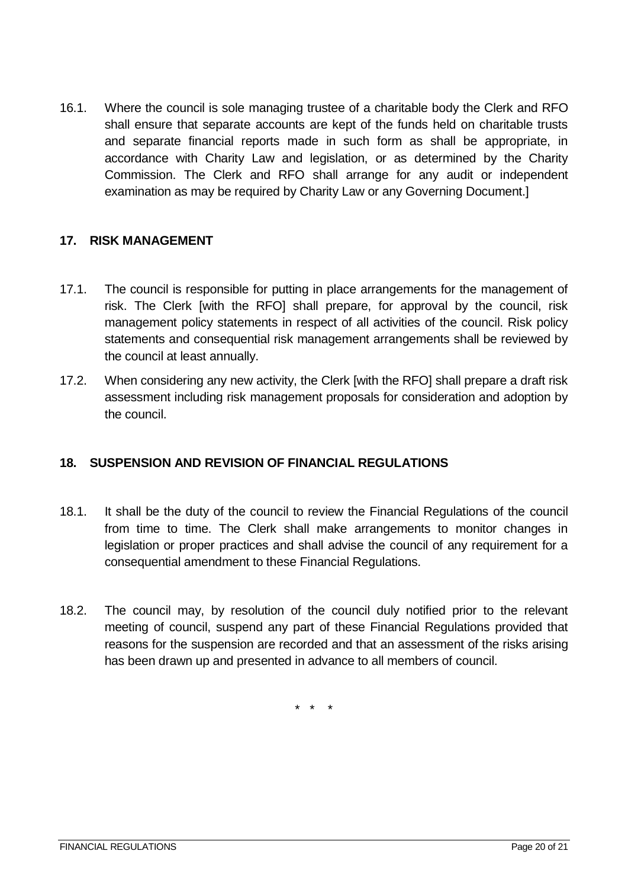16.1. Where the council is sole managing trustee of a charitable body the Clerk and RFO shall ensure that separate accounts are kept of the funds held on charitable trusts and separate financial reports made in such form as shall be appropriate, in accordance with Charity Law and legislation, or as determined by the Charity Commission. The Clerk and RFO shall arrange for any audit or independent examination as may be required by Charity Law or any Governing Document.]

## 17. RISK MANAGEMENT

17.1. The council is responsible for putting in place arrangements for the management of risk. The Clerk [with the RFO] shall prepare, for approval by the council, risk management policy statements in respect of all activities of the council. Risk policy statements and consequential risk management arrangements shall be reviewed by the council at least annually.

17.2. When considering any new activity, the Clerk [with the RFO] shall prepare a draft risk assessment including risk management proposals for consideration and adoption by the council.

## 18. SUSPENSION AND REVISION OF FINANCIAL REGULATIONS

18.1. It shall be the duty of the council to review the Financial Regulations of the council from time to time. The Clerk shall make arrangements to monitor changes in legislation or proper practices and shall advise the council of any requirement for a consequential amendment to these Financial Regulations.

18.2. The council may, by resolution of the council duly notified prior to the relevant meeting of council, suspend any part of these Financial Regulations provided that reasons for the suspension are recorded and that an assessment of the risks arising has been drawn up and presented in advance to all members of council.

\* \* \*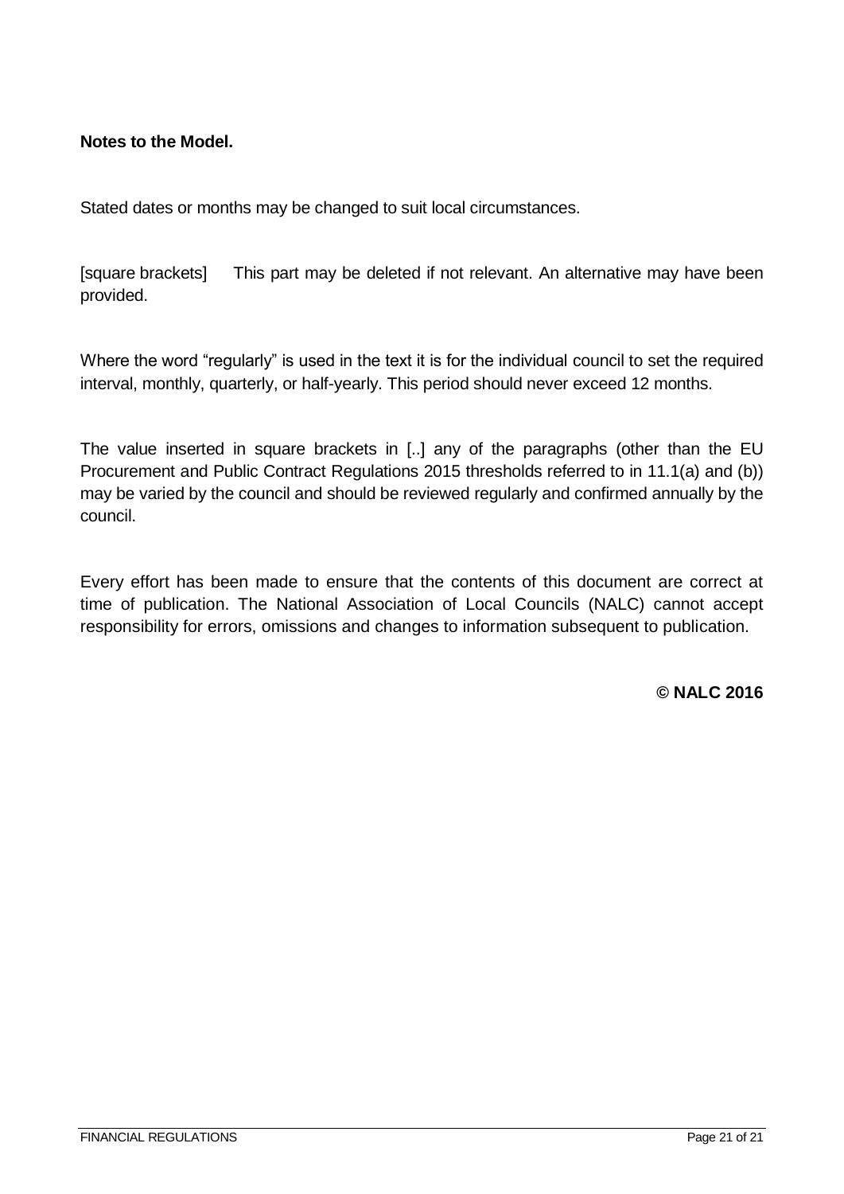**Notes to the Model.**

Stated dates or months may be changed to suit local circumstances.

[square brackets] This part may be deleted if not relevant. An alternative may have been provided.

Where the word “regularly” is used in the text it is for the individual council to set the required interval, monthly, quarterly, or half-yearly. This period should never exceed 12 months.

The value inserted in square brackets in [..] any of the paragraphs (other than the EU Procurement and Public Contract Regulations 2015 thresholds referred to in 11.1(a) and (b)) may be varied by the council and should be reviewed regularly and confirmed annually by the council.

Every effort has been made to ensure that the contents of this document are correct at time of publication. The National Association of Local Councils (NALC) cannot accept responsibility for errors, omissions and changes to information subsequent to publication.

**© NALC 2016**